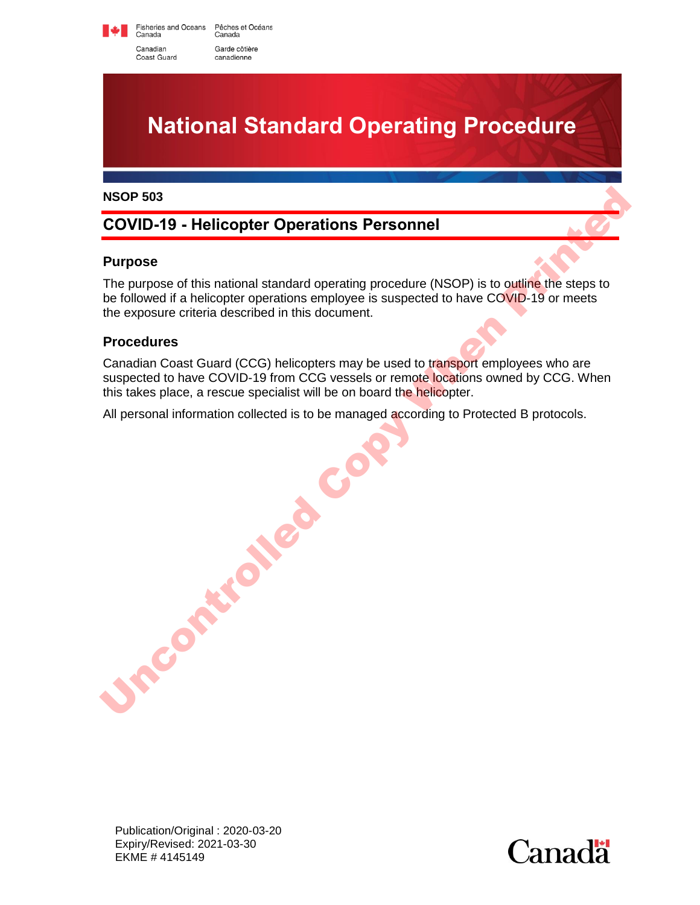Fisheries and Oceans Canada / Pêches et Océans Canada
Canadian Coast Guard / Garde côtière canadienne

# National Standard Operating Procedure

**NSOP 503**

## COVID-19 - Helicopter Operations Personnel

### Purpose

The purpose of this national standard operating procedure (NSOP) is to outline the steps to be followed if a helicopter operations employee is suspected to have COVID-19 or meets the exposure criteria described in this document.

### Procedures

Canadian Coast Guard (CCG) helicopters may be used to transport employees who are suspected to have COVID-19 from CCG vessels or remote locations owned by CCG. When this takes place, a rescue specialist will be on board the helicopter.

All personal information collected is to be managed according to Protected B protocols.

Publication/Original : 2020-03-20
Expiry/Revised: 2021-03-30
EKME # 4145149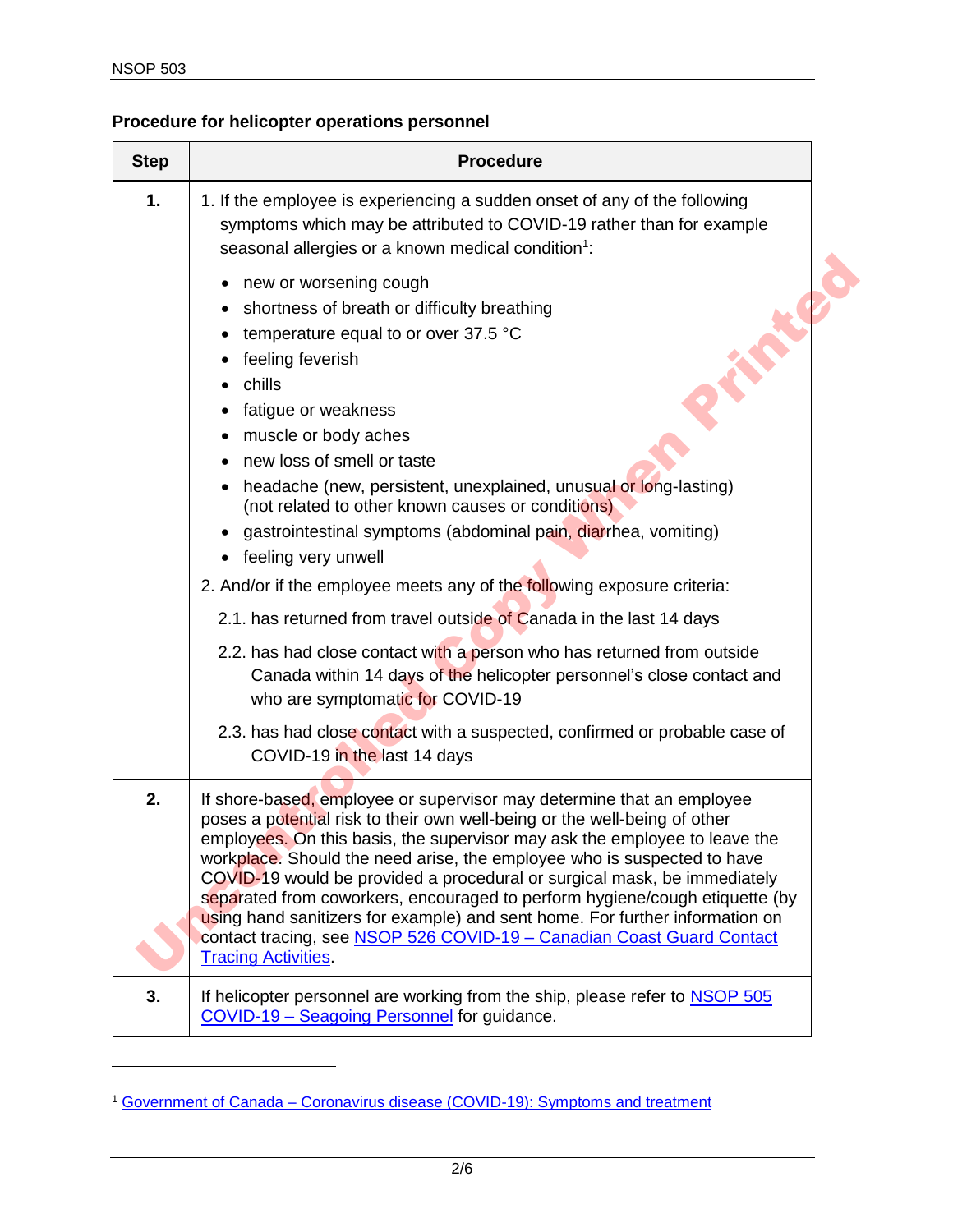**Procedure for helicopter operations personnel**

| Step | Procedure |
|---|---|
| **1.** | 1. If the employee is experiencing a sudden onset of any of the following symptoms which may be attributed to COVID-19 rather than for example seasonal allergies or a known medical condition[1]:<br>• new or worsening cough<br>• shortness of breath or difficulty breathing<br>• temperature equal to or over 37.5 °C<br>• feeling feverish<br>• chills<br>• fatigue or weakness<br>• muscle or body aches<br>• new loss of smell or taste<br>• headache (new, persistent, unexplained, unusual or long-lasting) (not related to other known causes or conditions)<br>• gastrointestinal symptoms (abdominal pain, diarrhea, vomiting)<br>• feeling very unwell<br>2. And/or if the employee meets any of the following exposure criteria:<br>2.1. has returned from travel outside of Canada in the last 14 days<br>2.2. has had close contact with a person who has returned from outside Canada within 14 days of the helicopter personnel's close contact and who are symptomatic for COVID-19<br>2.3. has had close contact with a suspected, confirmed or probable case of COVID-19 in the last 14 days |
| **2.** | If shore-based, employee or supervisor may determine that an employee poses a potential risk to their own well-being or the well-being of other employees. On this basis, the supervisor may ask the employee to leave the workplace. Should the need arise, the employee who is suspected to have COVID-19 would be provided a procedural or surgical mask, be immediately separated from coworkers, encouraged to perform hygiene/cough etiquette (by using hand sanitizers for example) and sent home. For further information on contact tracing, see NSOP 526 COVID-19 – Canadian Coast Guard Contact Tracing Activities. |
| **3.** | If helicopter personnel are working from the ship, please refer to NSOP 505 COVID-19 – Seagoing Personnel for guidance. |

[1] Government of Canada – Coronavirus disease (COVID-19): Symptoms and treatment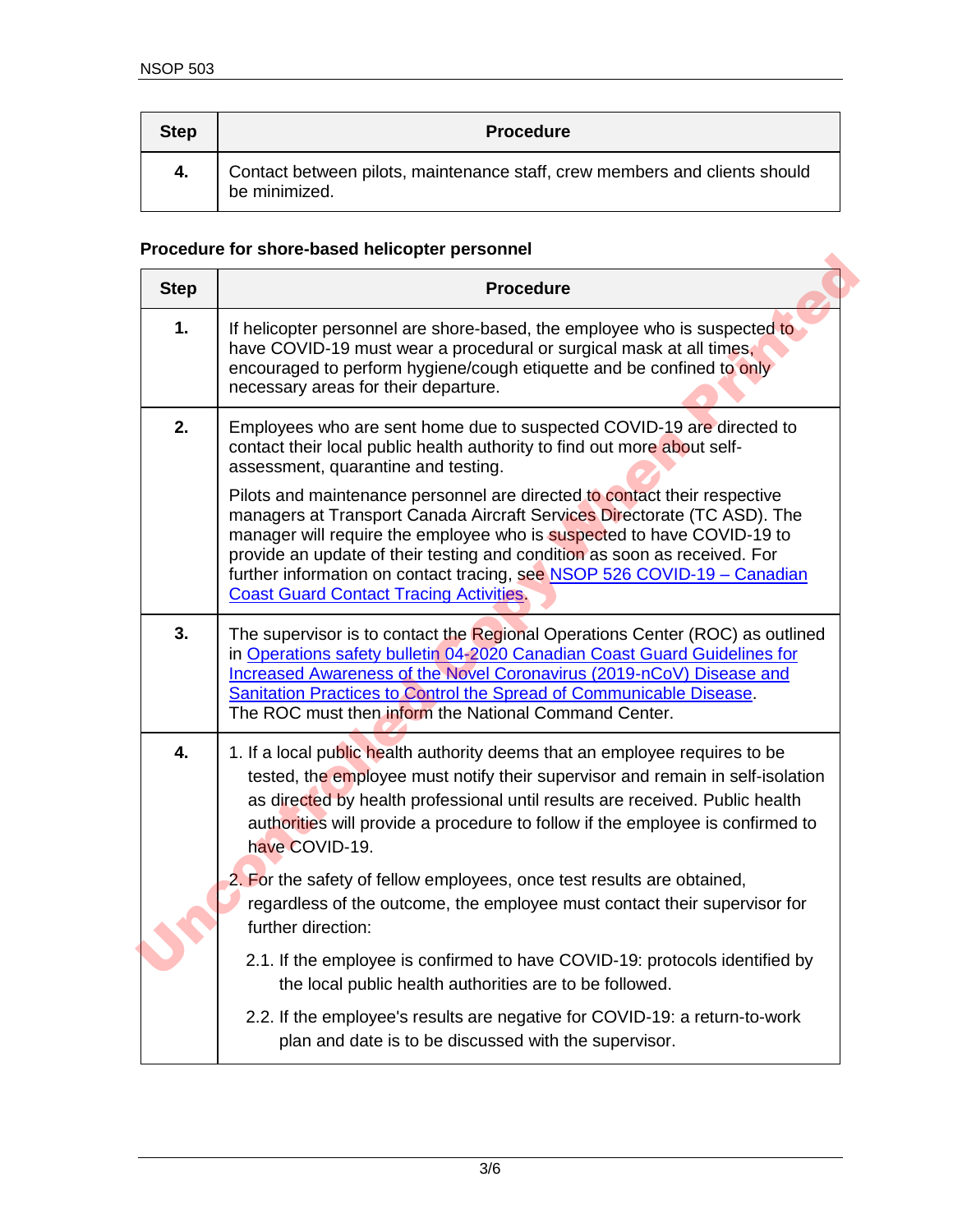| Step | Procedure |
|---|---|
| 4. | Contact between pilots, maintenance staff, crew members and clients should be minimized. |

**Procedure for shore-based helicopter personnel**

| Step | Procedure |
|---|---|
| 1. | If helicopter personnel are shore-based, the employee who is suspected to have COVID-19 must wear a procedural or surgical mask at all times, encouraged to perform hygiene/cough etiquette and be confined to only necessary areas for their departure. |
| 2. | Employees who are sent home due to suspected COVID-19 are directed to contact their local public health authority to find out more about self-assessment, quarantine and testing.<br><br>Pilots and maintenance personnel are directed to contact their respective managers at Transport Canada Aircraft Services Directorate (TC ASD). The manager will require the employee who is suspected to have COVID-19 to provide an update of their testing and condition as soon as received. For further information on contact tracing, see NSOP 526 COVID-19 – Canadian Coast Guard Contact Tracing Activities. |
| 3. | The supervisor is to contact the Regional Operations Center (ROC) as outlined in Operations safety bulletin 04-2020 Canadian Coast Guard Guidelines for Increased Awareness of the Novel Coronavirus (2019-nCoV) Disease and Sanitation Practices to Control the Spread of Communicable Disease. The ROC must then inform the National Command Center. |
| 4. | 1. If a local public health authority deems that an employee requires to be tested, the employee must notify their supervisor and remain in self-isolation as directed by health professional until results are received. Public health authorities will provide a procedure to follow if the employee is confirmed to have COVID-19.<br><br>2. For the safety of fellow employees, once test results are obtained, regardless of the outcome, the employee must contact their supervisor for further direction:<br><br>2.1. If the employee is confirmed to have COVID-19: protocols identified by the local public health authorities are to be followed.<br><br>2.2. If the employee's results are negative for COVID-19: a return-to-work plan and date is to be discussed with the supervisor. |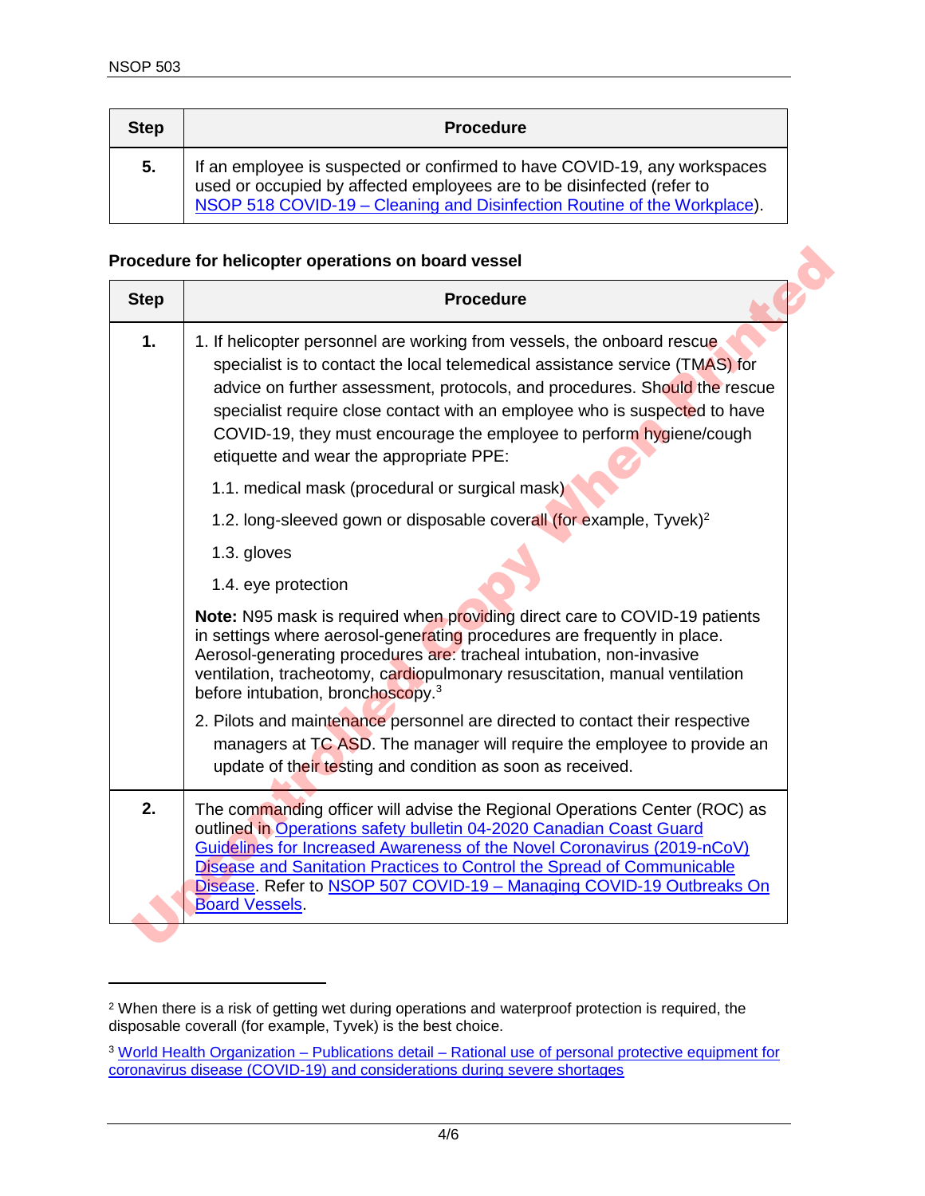| Step | Procedure |
|---|---|
| **5.** | If an employee is suspected or confirmed to have COVID-19, any workspaces used or occupied by affected employees are to be disinfected (refer to NSOP 518 COVID-19 – Cleaning and Disinfection Routine of the Workplace). |

**Procedure for helicopter operations on board vessel**

| Step | Procedure |
|---|---|
| **1.** | 1. If helicopter personnel are working from vessels, the onboard rescue specialist is to contact the local telemedical assistance service (TMAS) for advice on further assessment, protocols, and procedures. Should the rescue specialist require close contact with an employee who is suspected to have COVID-19, they must encourage the employee to perform hygiene/cough etiquette and wear the appropriate PPE: <br> 1.1. medical mask (procedural or surgical mask) <br> 1.2. long-sleeved gown or disposable coverall (for example, Tyvek)[2] <br> 1.3. gloves <br> 1.4. eye protection <br> **Note:** N95 mask is required when providing direct care to COVID-19 patients in settings where aerosol-generating procedures are frequently in place. Aerosol-generating procedures are: tracheal intubation, non-invasive ventilation, tracheotomy, cardiopulmonary resuscitation, manual ventilation before intubation, bronchoscopy.[3] <br> 2. Pilots and maintenance personnel are directed to contact their respective managers at TC ASD. The manager will require the employee to provide an update of their testing and condition as soon as received. |
| **2.** | The commanding officer will advise the Regional Operations Center (ROC) as outlined in Operations safety bulletin 04-2020 Canadian Coast Guard Guidelines for Increased Awareness of the Novel Coronavirus (2019-nCoV) Disease and Sanitation Practices to Control the Spread of Communicable Disease. Refer to NSOP 507 COVID-19 – Managing COVID-19 Outbreaks On Board Vessels. |

[2] When there is a risk of getting wet during operations and waterproof protection is required, the disposable coverall (for example, Tyvek) is the best choice.

[3] World Health Organization – Publications detail – Rational use of personal protective equipment for coronavirus disease (COVID-19) and considerations during severe shortages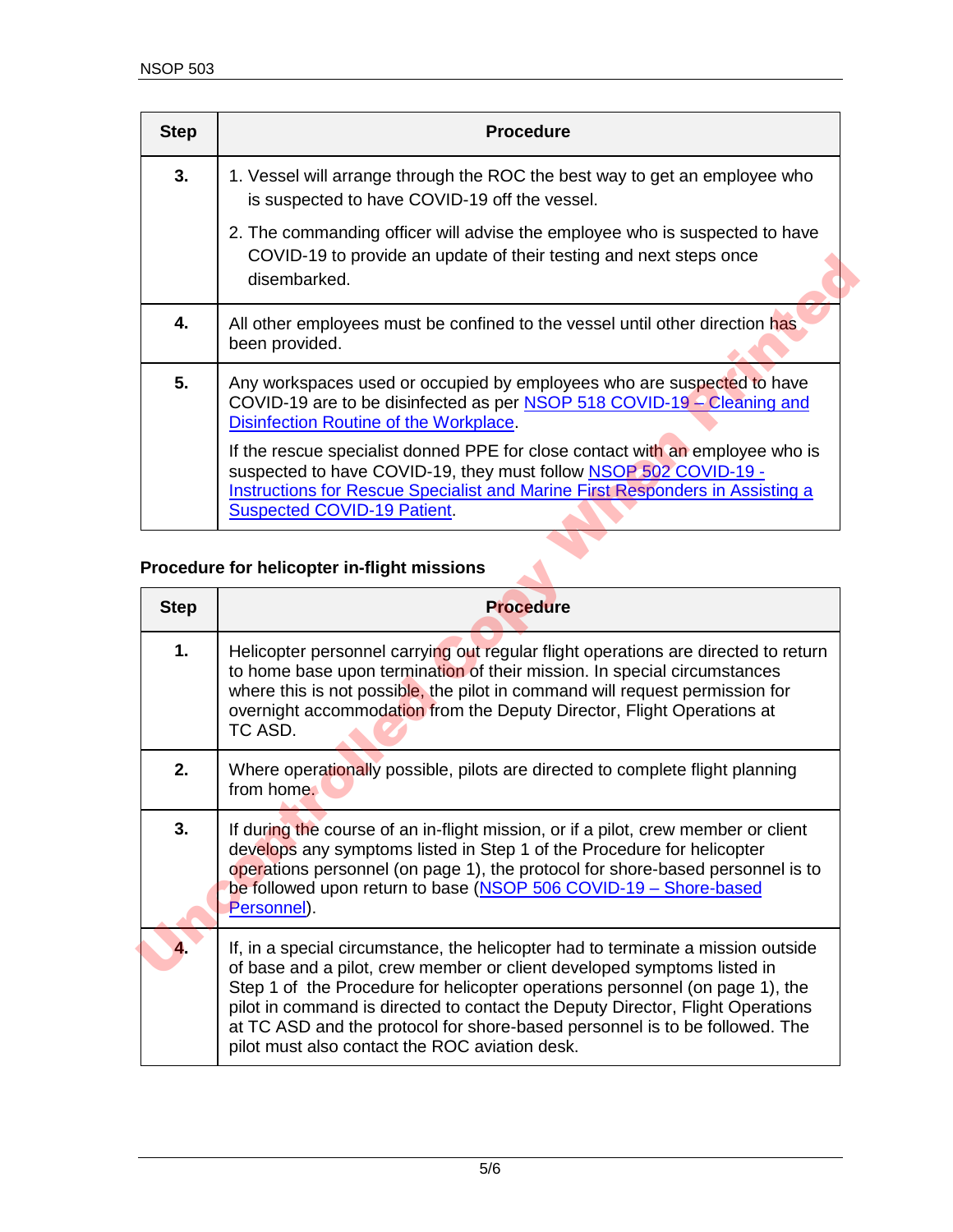| Step | Procedure |
|---|---|
| **3.** | 1. Vessel will arrange through the ROC the best way to get an employee who is suspected to have COVID-19 off the vessel.<br>2. The commanding officer will advise the employee who is suspected to have COVID-19 to provide an update of their testing and next steps once disembarked. |
| **4.** | All other employees must be confined to the vessel until other direction has been provided. |
| **5.** | Any workspaces used or occupied by employees who are suspected to have COVID-19 are to be disinfected as per NSOP 518 COVID-19 – Cleaning and Disinfection Routine of the Workplace.<br><br>If the rescue specialist donned PPE for close contact with an employee who is suspected to have COVID-19, they must follow NSOP 502 COVID-19 - Instructions for Rescue Specialist and Marine First Responders in Assisting a Suspected COVID-19 Patient. |

**Procedure for helicopter in-flight missions**

| Step | Procedure |
|---|---|
| **1.** | Helicopter personnel carrying out regular flight operations are directed to return to home base upon termination of their mission. In special circumstances where this is not possible, the pilot in command will request permission for overnight accommodation from the Deputy Director, Flight Operations at TC ASD. |
| **2.** | Where operationally possible, pilots are directed to complete flight planning from home. |
| **3.** | If during the course of an in-flight mission, or if a pilot, crew member or client develops any symptoms listed in Step 1 of the Procedure for helicopter operations personnel (on page 1), the protocol for shore-based personnel is to be followed upon return to base (NSOP 506 COVID-19 – Shore-based Personnel). |
| **4.** | If, in a special circumstance, the helicopter had to terminate a mission outside of base and a pilot, crew member or client developed symptoms listed in Step 1 of the Procedure for helicopter operations personnel (on page 1), the pilot in command is directed to contact the Deputy Director, Flight Operations at TC ASD and the protocol for shore-based personnel is to be followed. The pilot must also contact the ROC aviation desk. |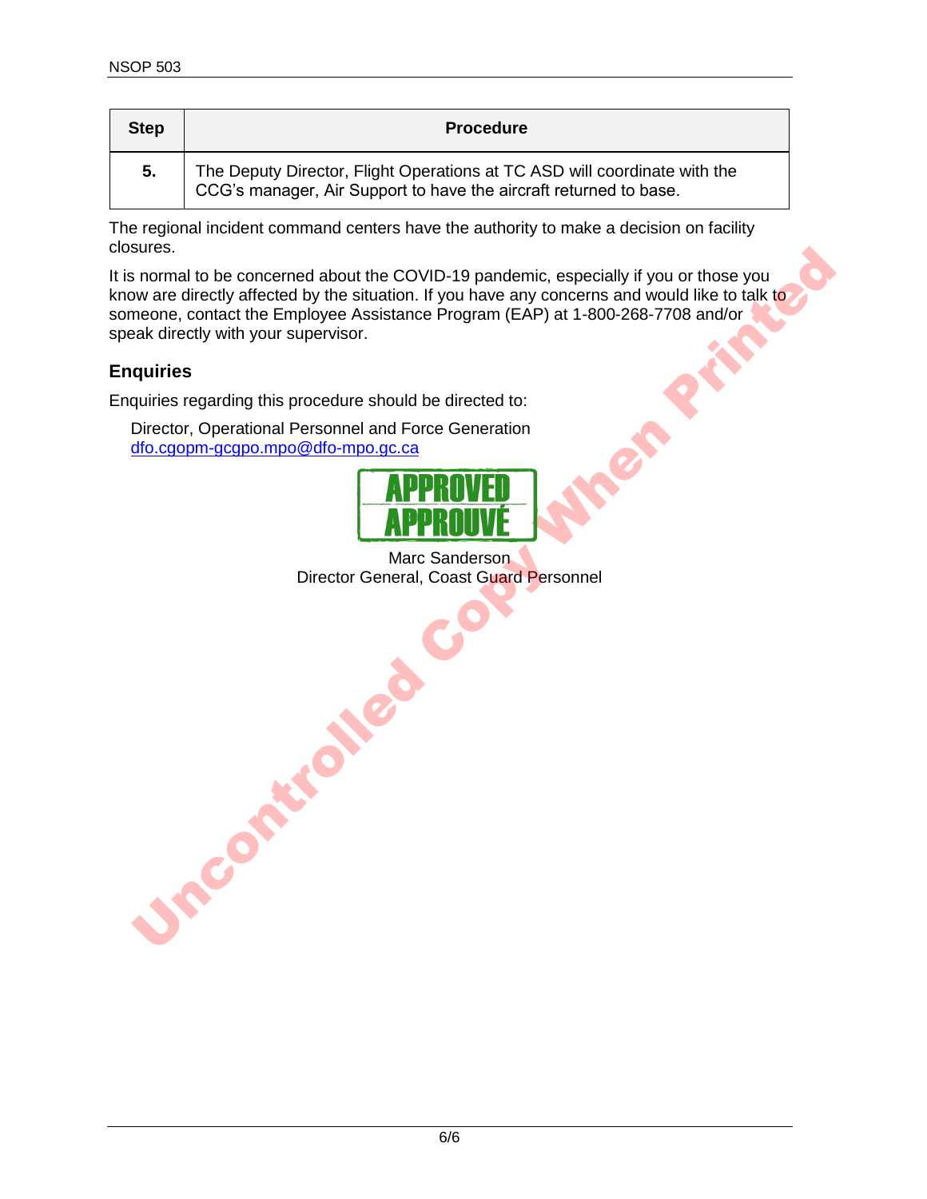| Step | Procedure |
| --- | --- |
| **5.** | The Deputy Director, Flight Operations at TC ASD will coordinate with the CCG's manager, Air Support to have the aircraft returned to base. |

The regional incident command centers have the authority to make a decision on facility closures.

It is normal to be concerned about the COVID-19 pandemic, especially if you or those you know are directly affected by the situation. If you have any concerns and would like to talk to someone, contact the Employee Assistance Program (EAP) at 1-800-268-7708 and/or speak directly with your supervisor.

## Enquiries

Enquiries regarding this procedure should be directed to:

Director, Operational Personnel and Force Generation
dfo.cgopm-gcgpo.mpo@dfo-mpo.gc.ca

APPROVED
APPROUVÉ

Marc Sanderson
Director General, Coast Guard Personnel

Uncontrolled Copy When Printed